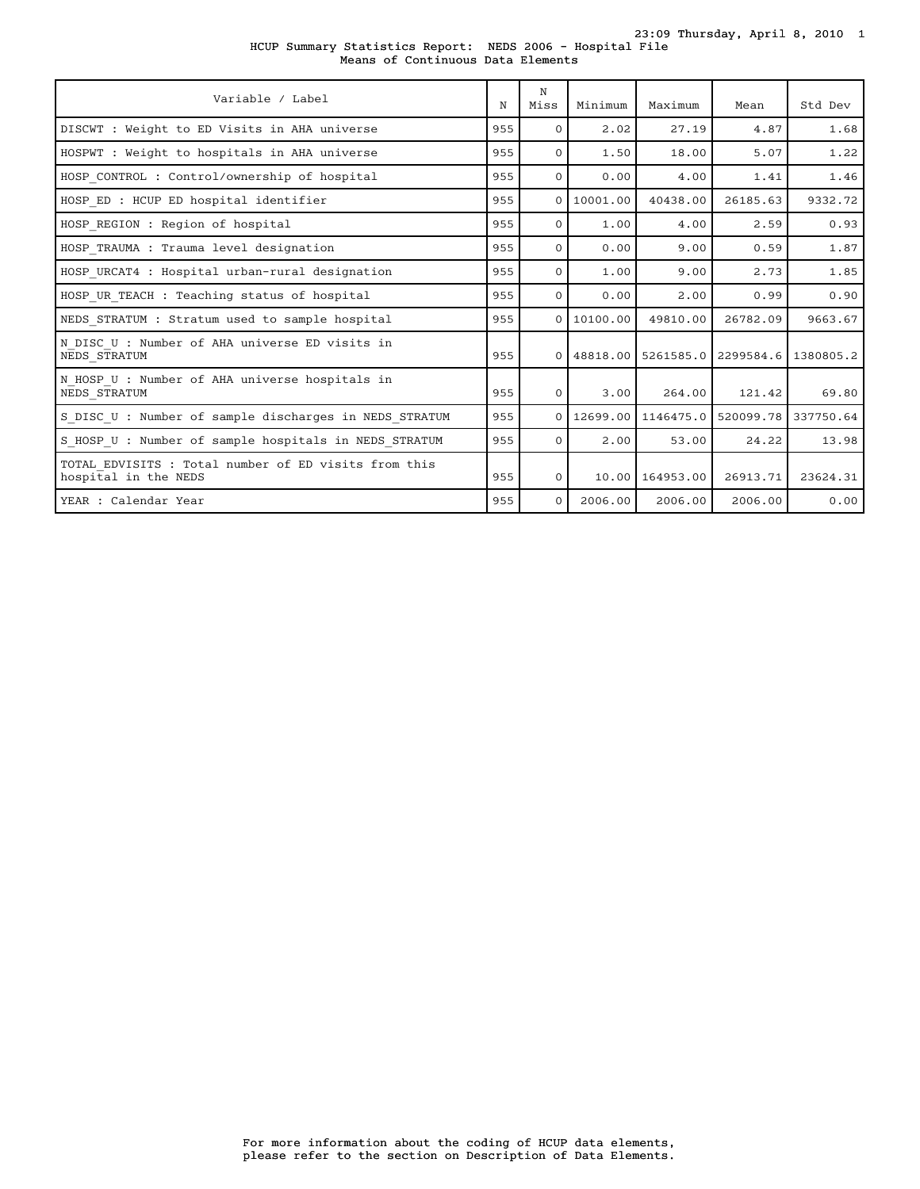# HCUP Summary Statistics Report: NEDS 2006 - Hospital File

## Means of Continuous Data Elements

| Variable / Label | N | N Miss | Minimum | Maximum | Mean | Std Dev |
|---|---|---|---|---|---|---|
| DISCWT : Weight to ED Visits in AHA universe | 955 | 0 | 2.02 | 27.19 | 4.87 | 1.68 |
| HOSPWT : Weight to hospitals in AHA universe | 955 | 0 | 1.50 | 18.00 | 5.07 | 1.22 |
| HOSP_CONTROL : Control/ownership of hospital | 955 | 0 | 0.00 | 4.00 | 1.41 | 1.46 |
| HOSP_ED : HCUP ED hospital identifier | 955 | 0 | 10001.00 | 40438.00 | 26185.63 | 9332.72 |
| HOSP_REGION : Region of hospital | 955 | 0 | 1.00 | 4.00 | 2.59 | 0.93 |
| HOSP_TRAUMA : Trauma level designation | 955 | 0 | 0.00 | 9.00 | 0.59 | 1.87 |
| HOSP_URCAT4 : Hospital urban-rural designation | 955 | 0 | 1.00 | 9.00 | 2.73 | 1.85 |
| HOSP_UR_TEACH : Teaching status of hospital | 955 | 0 | 0.00 | 2.00 | 0.99 | 0.90 |
| NEDS_STRATUM : Stratum used to sample hospital | 955 | 0 | 10100.00 | 49810.00 | 26782.09 | 9663.67 |
| N_DISC_U : Number of AHA universe ED visits in NEDS_STRATUM | 955 | 0 | 48818.00 | 5261585.0 | 2299584.6 | 1380805.2 |
| N_HOSP_U : Number of AHA universe hospitals in NEDS_STRATUM | 955 | 0 | 3.00 | 264.00 | 121.42 | 69.80 |
| S_DISC_U : Number of sample discharges in NEDS_STRATUM | 955 | 0 | 12699.00 | 1146475.0 | 520099.78 | 337750.64 |
| S_HOSP_U : Number of sample hospitals in NEDS_STRATUM | 955 | 0 | 2.00 | 53.00 | 24.22 | 13.98 |
| TOTAL_EDVISITS : Total number of ED visits from this hospital in the NEDS | 955 | 0 | 10.00 | 164953.00 | 26913.71 | 23624.31 |
| YEAR : Calendar Year | 955 | 0 | 2006.00 | 2006.00 | 2006.00 | 0.00 |

For more information about the coding of HCUP data elements, please refer to the section on Description of Data Elements.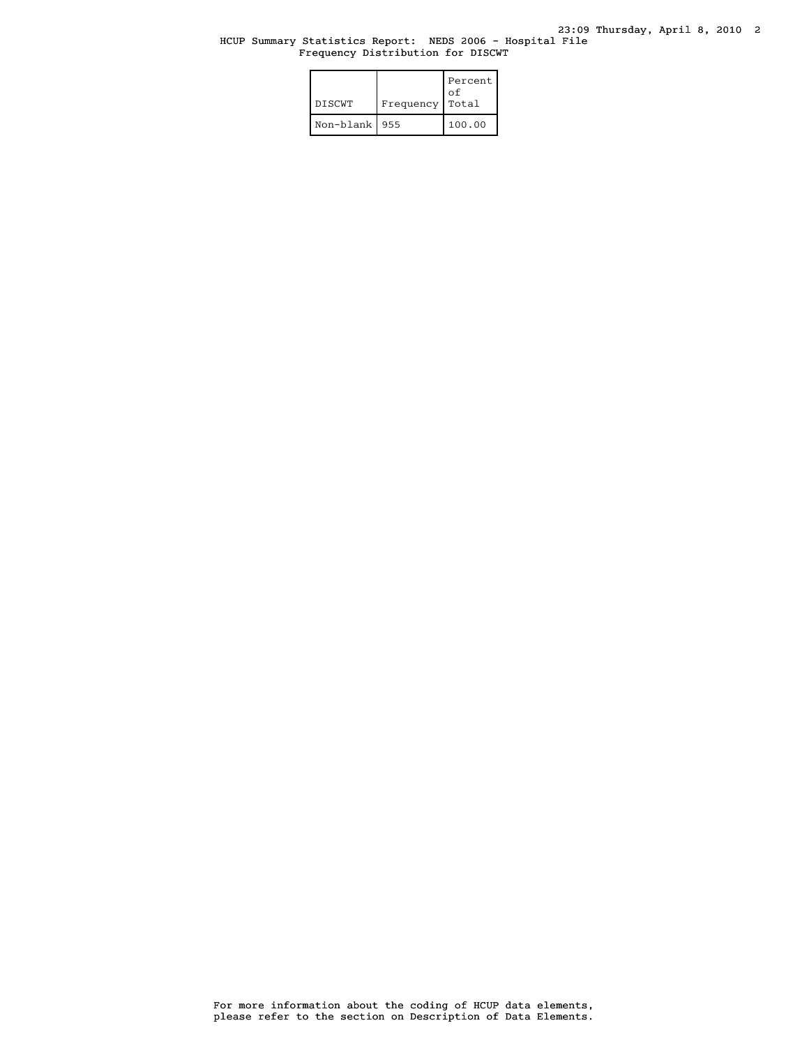HCUP Summary Statistics Report: NEDS 2006 - Hospital File
Frequency Distribution for DISCWT

| DISCWT | Frequency | Percent of Total |
|---|---|---|
| Non-blank | 955 | 100.00 |

For more information about the coding of HCUP data elements, please refer to the section on Description of Data Elements.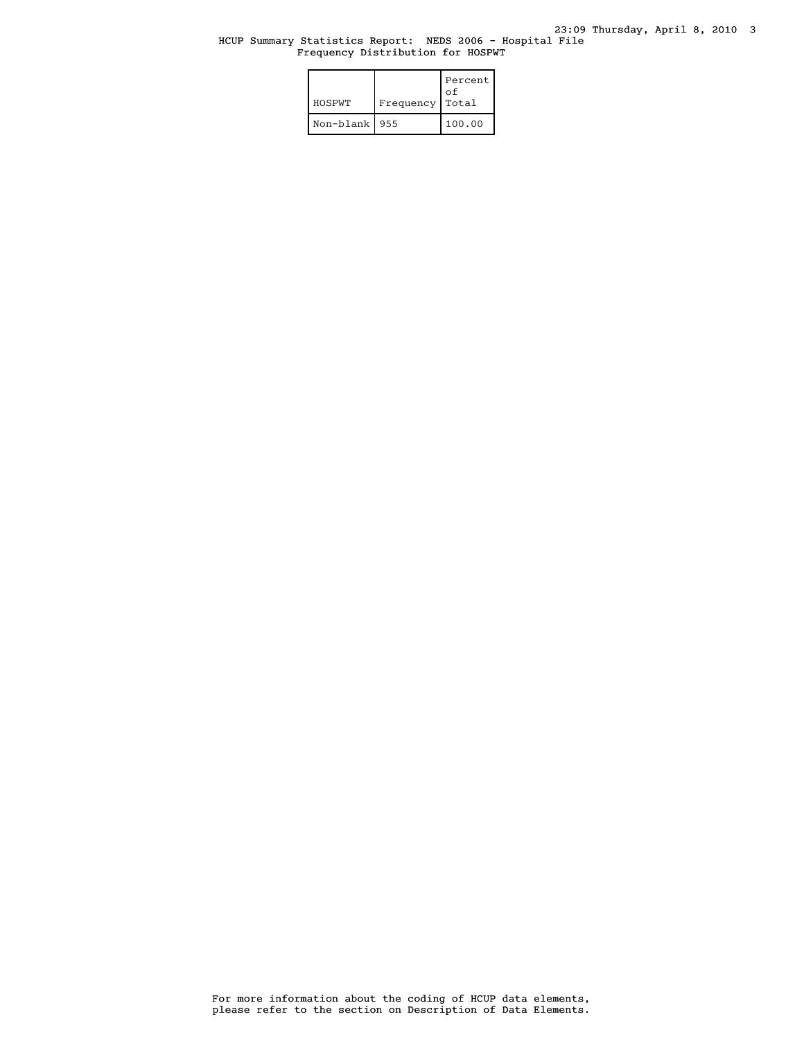HCUP Summary Statistics Report: NEDS 2006 - Hospital File
Frequency Distribution for HOSPWT

| HOSPWT | Frequency | Percent of Total |
|---|---|---|
| Non-blank | 955 | 100.00 |

For more information about the coding of HCUP data elements, please refer to the section on Description of Data Elements.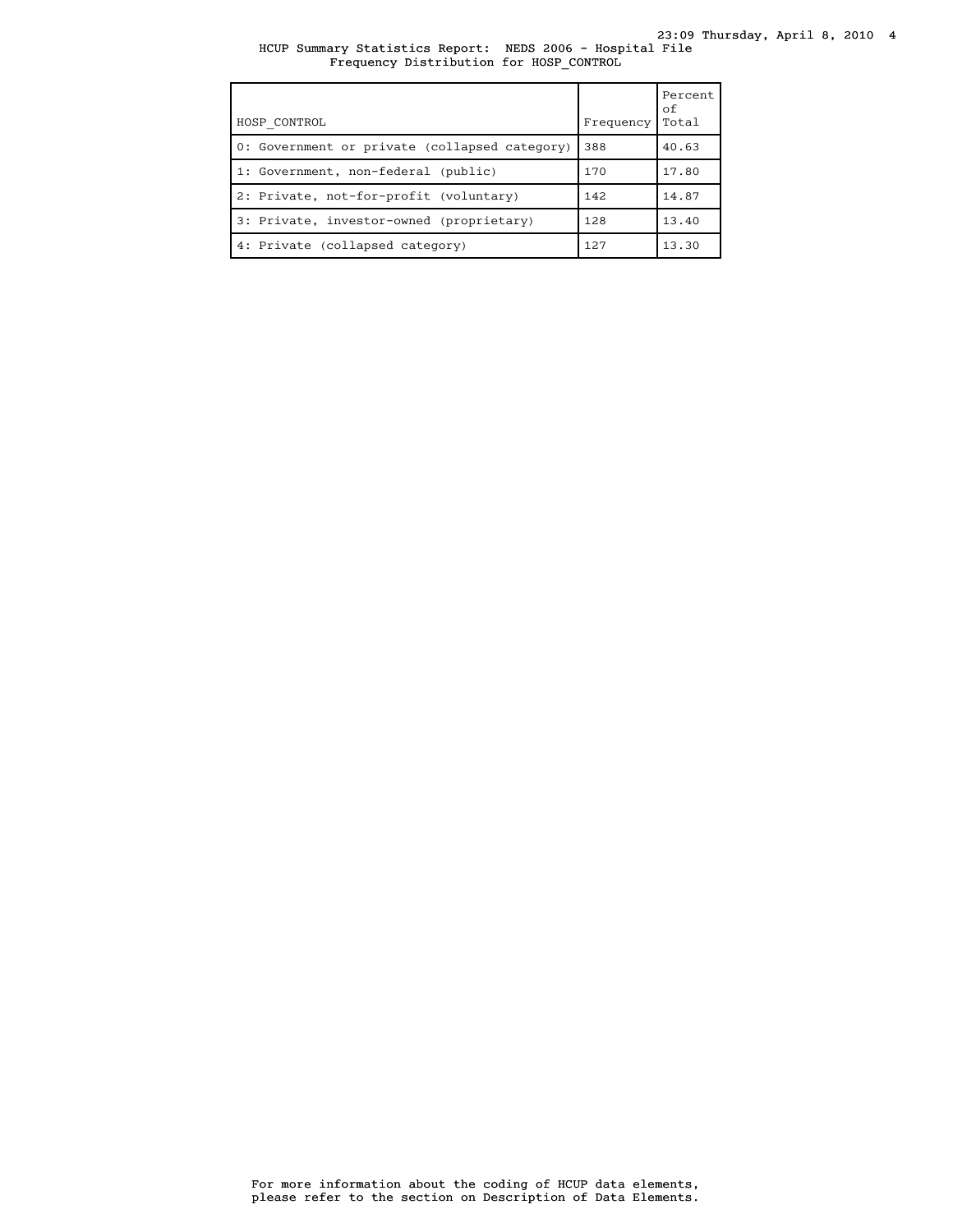# HCUP Summary Statistics Report: NEDS 2006 - Hospital File

## Frequency Distribution for HOSP_CONTROL

| HOSP_CONTROL | Frequency | Percent of Total |
|---|---|---|
| 0: Government or private (collapsed category) | 388 | 40.63 |
| 1: Government, non-federal (public) | 170 | 17.80 |
| 2: Private, not-for-profit (voluntary) | 142 | 14.87 |
| 3: Private, investor-owned (proprietary) | 128 | 13.40 |
| 4: Private (collapsed category) | 127 | 13.30 |

For more information about the coding of HCUP data elements, please refer to the section on Description of Data Elements.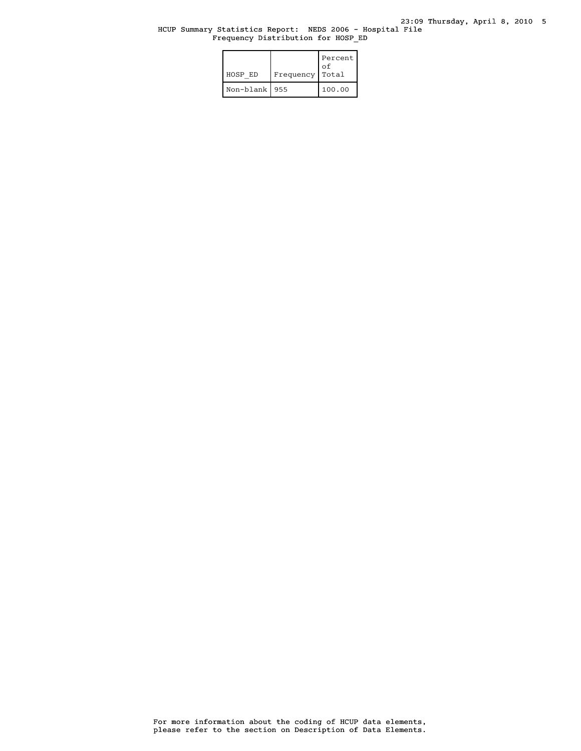HCUP Summary Statistics Report: NEDS 2006 - Hospital File
Frequency Distribution for HOSP_ED

| HOSP_ED | Frequency | Percent of Total |
|---|---|---|
| Non-blank | 955 | 100.00 |

For more information about the coding of HCUP data elements, please refer to the section on Description of Data Elements.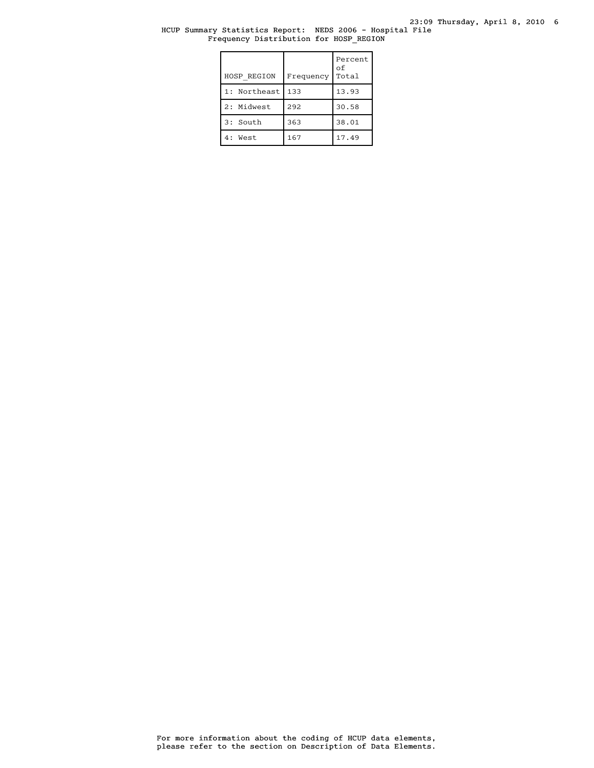HCUP Summary Statistics Report: NEDS 2006 - Hospital File
Frequency Distribution for HOSP_REGION

| HOSP_REGION | Frequency | Percent of Total |
|---|---|---|
| 1: Northeast | 133 | 13.93 |
| 2: Midwest | 292 | 30.58 |
| 3: South | 363 | 38.01 |
| 4: West | 167 | 17.49 |

For more information about the coding of HCUP data elements, please refer to the section on Description of Data Elements.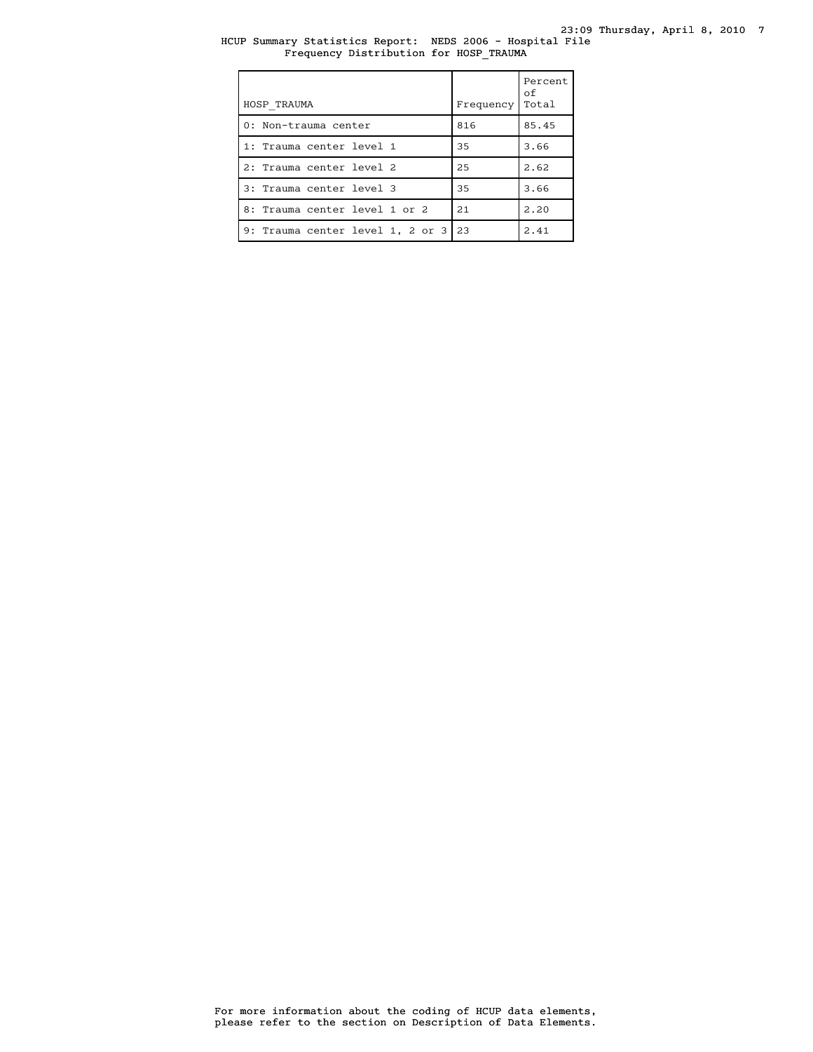HCUP Summary Statistics Report: NEDS 2006 - Hospital File
Frequency Distribution for HOSP_TRAUMA

| HOSP_TRAUMA | Frequency | Percent of Total |
|---|---|---|
| 0: Non-trauma center | 816 | 85.45 |
| 1: Trauma center level 1 | 35 | 3.66 |
| 2: Trauma center level 2 | 25 | 2.62 |
| 3: Trauma center level 3 | 35 | 3.66 |
| 8: Trauma center level 1 or 2 | 21 | 2.20 |
| 9: Trauma center level 1, 2 or 3 | 23 | 2.41 |

For more information about the coding of HCUP data elements, please refer to the section on Description of Data Elements.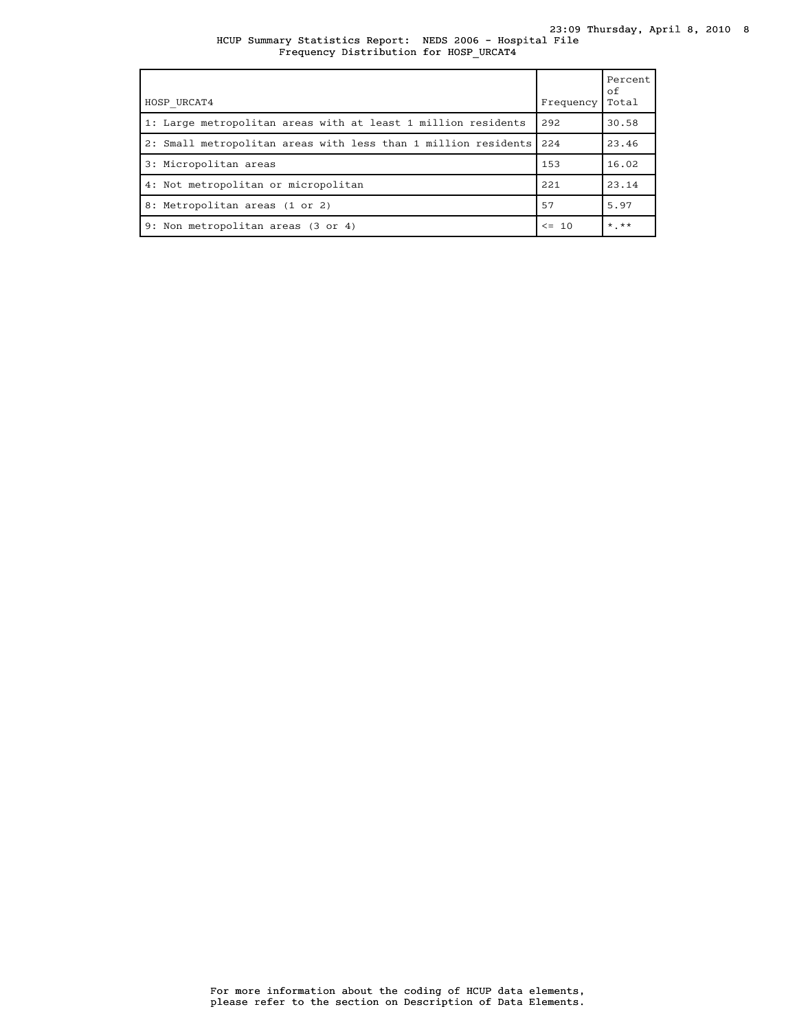HCUP Summary Statistics Report: NEDS 2006 - Hospital File
Frequency Distribution for HOSP_URCAT4

| HOSP_URCAT4 | Frequency | Percent of Total |
|---|---|---|
| 1: Large metropolitan areas with at least 1 million residents | 292 | 30.58 |
| 2: Small metropolitan areas with less than 1 million residents | 224 | 23.46 |
| 3: Micropolitan areas | 153 | 16.02 |
| 4: Not metropolitan or micropolitan | 221 | 23.14 |
| 8: Metropolitan areas (1 or 2) | 57 | 5.97 |
| 9: Non metropolitan areas (3 or 4) | <= 10 | *.** |

For more information about the coding of HCUP data elements, please refer to the section on Description of Data Elements.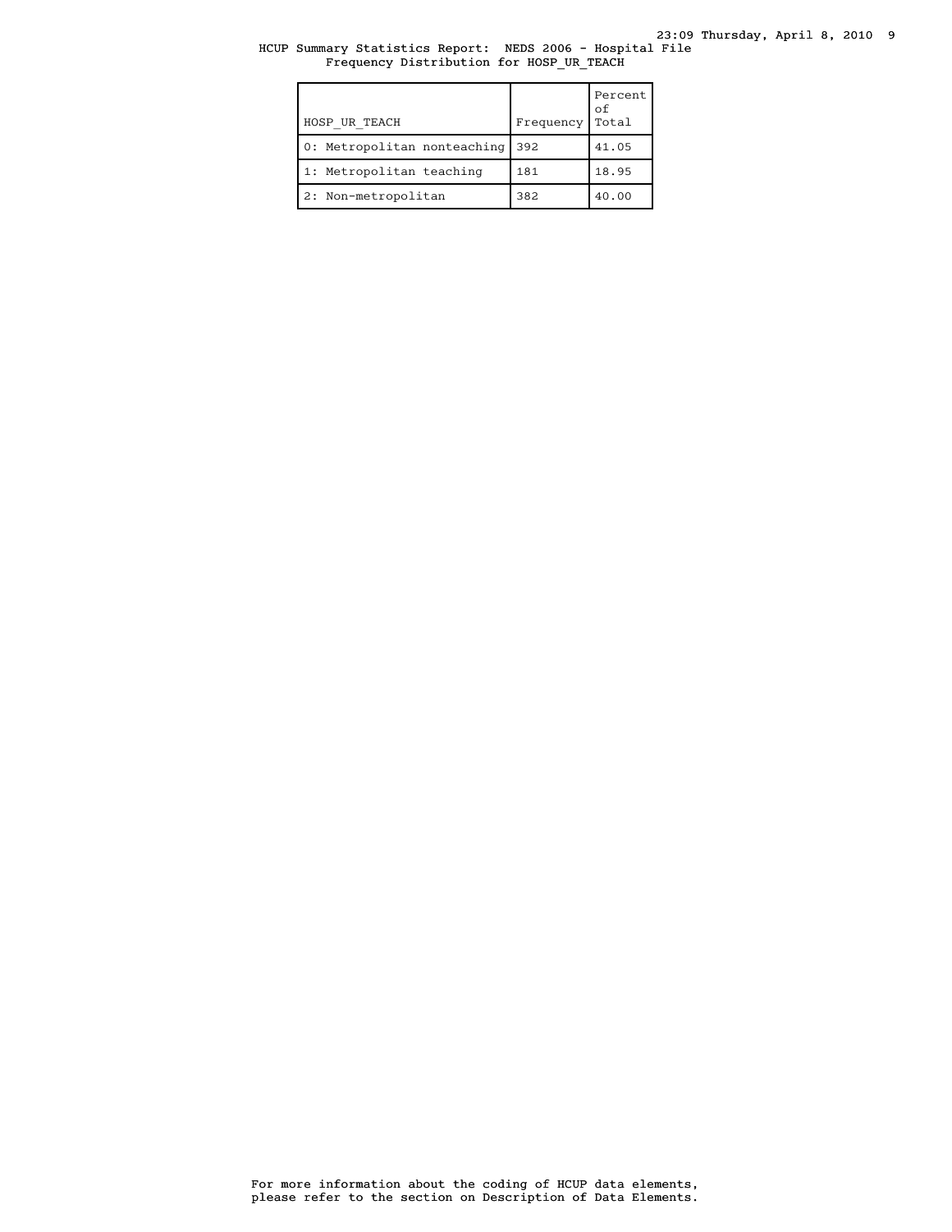HCUP Summary Statistics Report:  NEDS 2006 - Hospital File
Frequency Distribution for HOSP_UR_TEACH

| HOSP_UR_TEACH | Frequency | Percent of Total |
|---|---|---|
| 0: Metropolitan nonteaching | 392 | 41.05 |
| 1: Metropolitan teaching | 181 | 18.95 |
| 2: Non-metropolitan | 382 | 40.00 |

For more information about the coding of HCUP data elements, please refer to the section on Description of Data Elements.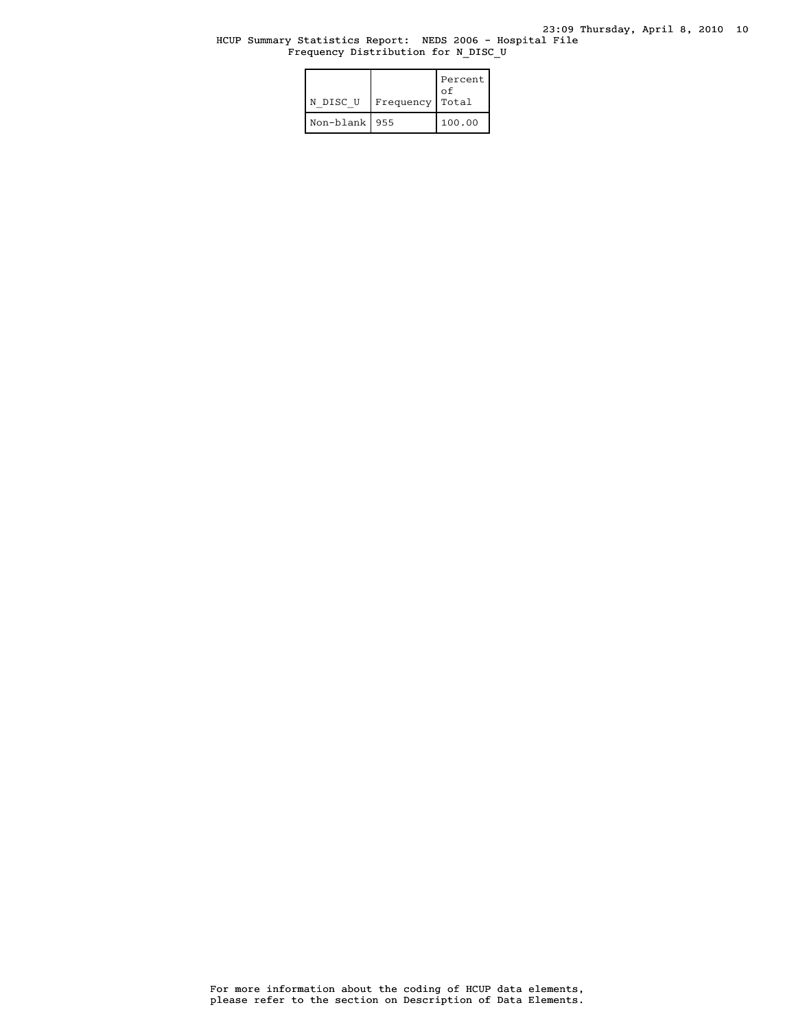HCUP Summary Statistics Report: NEDS 2006 - Hospital File
Frequency Distribution for N_DISC_U

| N_DISC_U | Frequency | Percent of Total |
|---|---|---|
| Non-blank | 955 | 100.00 |

For more information about the coding of HCUP data elements, please refer to the section on Description of Data Elements.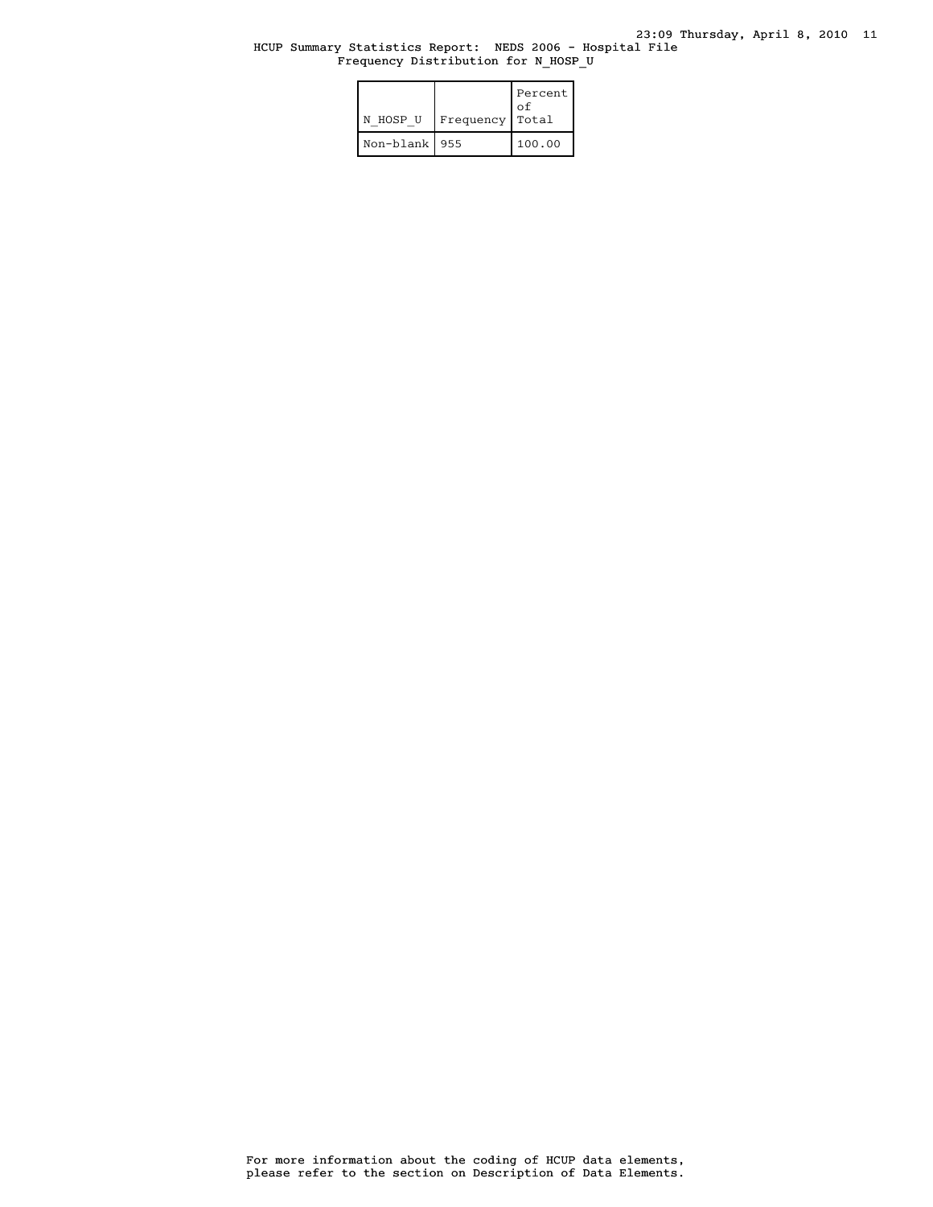HCUP Summary Statistics Report: NEDS 2006 - Hospital File
Frequency Distribution for N_HOSP_U

| N_HOSP_U | Frequency | Percent of Total |
|---|---|---|
| Non-blank | 955 | 100.00 |

For more information about the coding of HCUP data elements, please refer to the section on Description of Data Elements.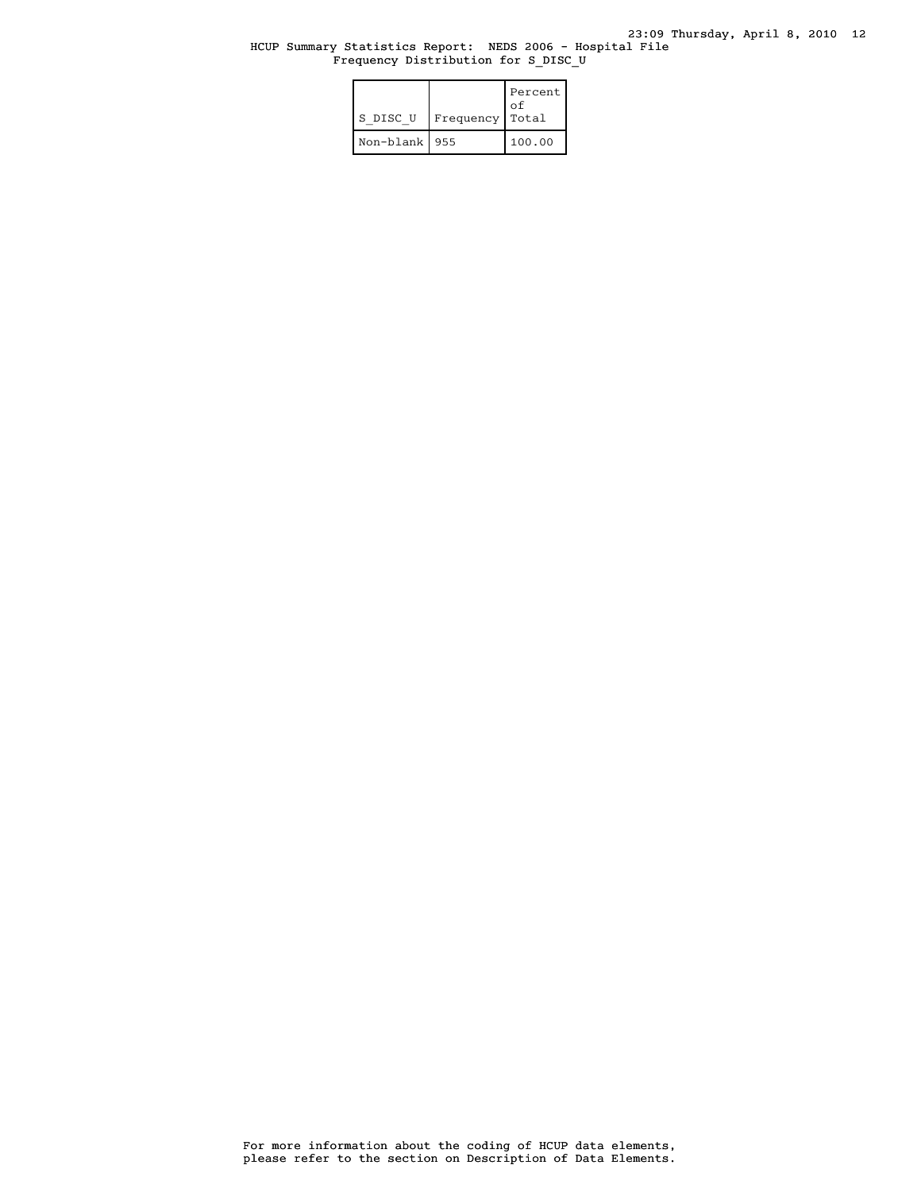HCUP Summary Statistics Report: NEDS 2006 - Hospital File

Frequency Distribution for S_DISC_U

| S_DISC_U | Frequency | Percent of Total |
|---|---|---|
| Non-blank | 955 | 100.00 |

For more information about the coding of HCUP data elements, please refer to the section on Description of Data Elements.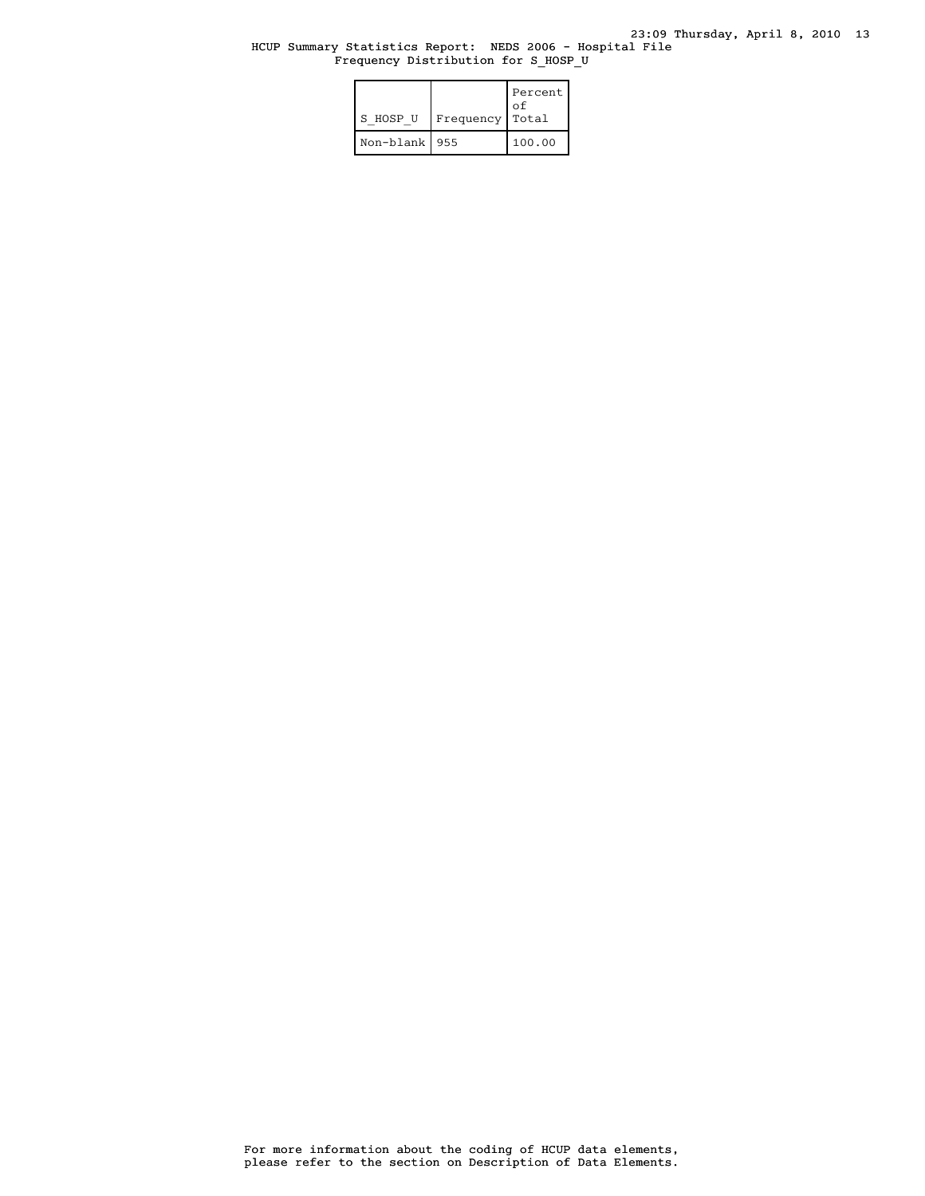HCUP Summary Statistics Report: NEDS 2006 - Hospital File
Frequency Distribution for S_HOSP_U

| S_HOSP_U | Frequency | Percent of Total |
|---|---|---|
| Non-blank | 955 | 100.00 |

For more information about the coding of HCUP data elements, please refer to the section on Description of Data Elements.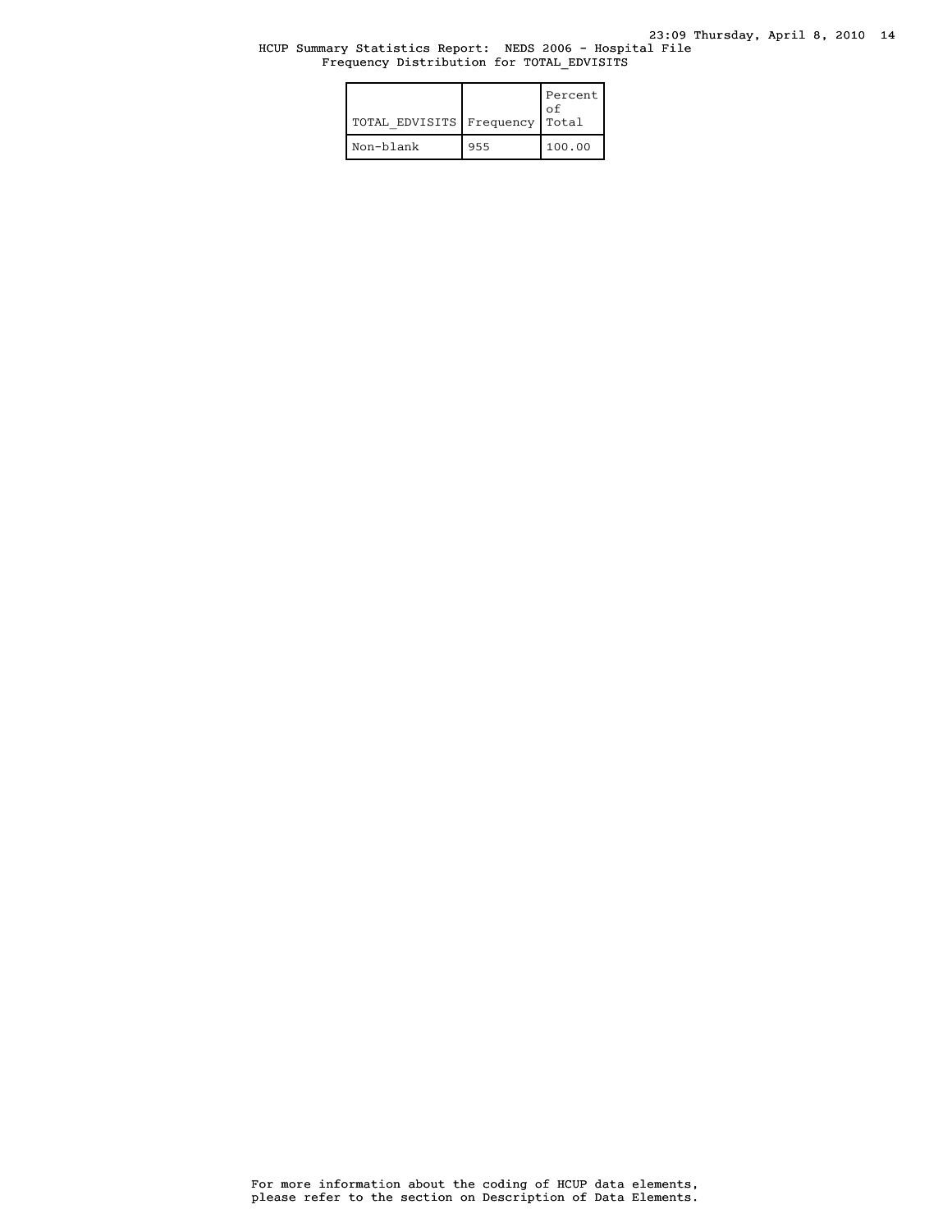HCUP Summary Statistics Report: NEDS 2006 - Hospital File
Frequency Distribution for TOTAL_EDVISITS

| TOTAL_EDVISITS | Frequency | Percent of Total |
|---|---|---|
| Non-blank | 955 | 100.00 |

For more information about the coding of HCUP data elements, please refer to the section on Description of Data Elements.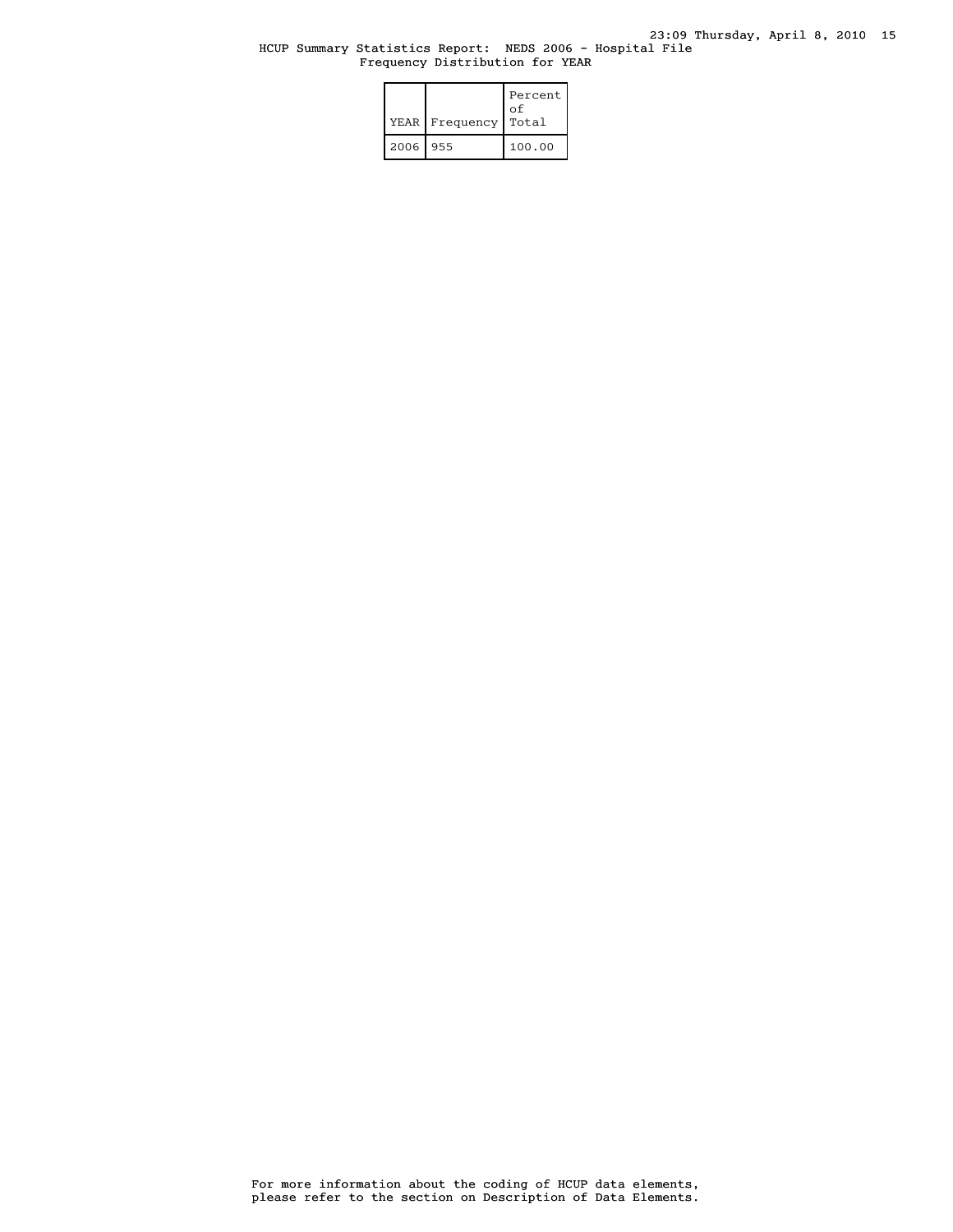HCUP Summary Statistics Report: NEDS 2006 - Hospital File
Frequency Distribution for YEAR

| YEAR | Frequency | Percent of Total |
|---|---|---|
| 2006 | 955 | 100.00 |

For more information about the coding of HCUP data elements, please refer to the section on Description of Data Elements.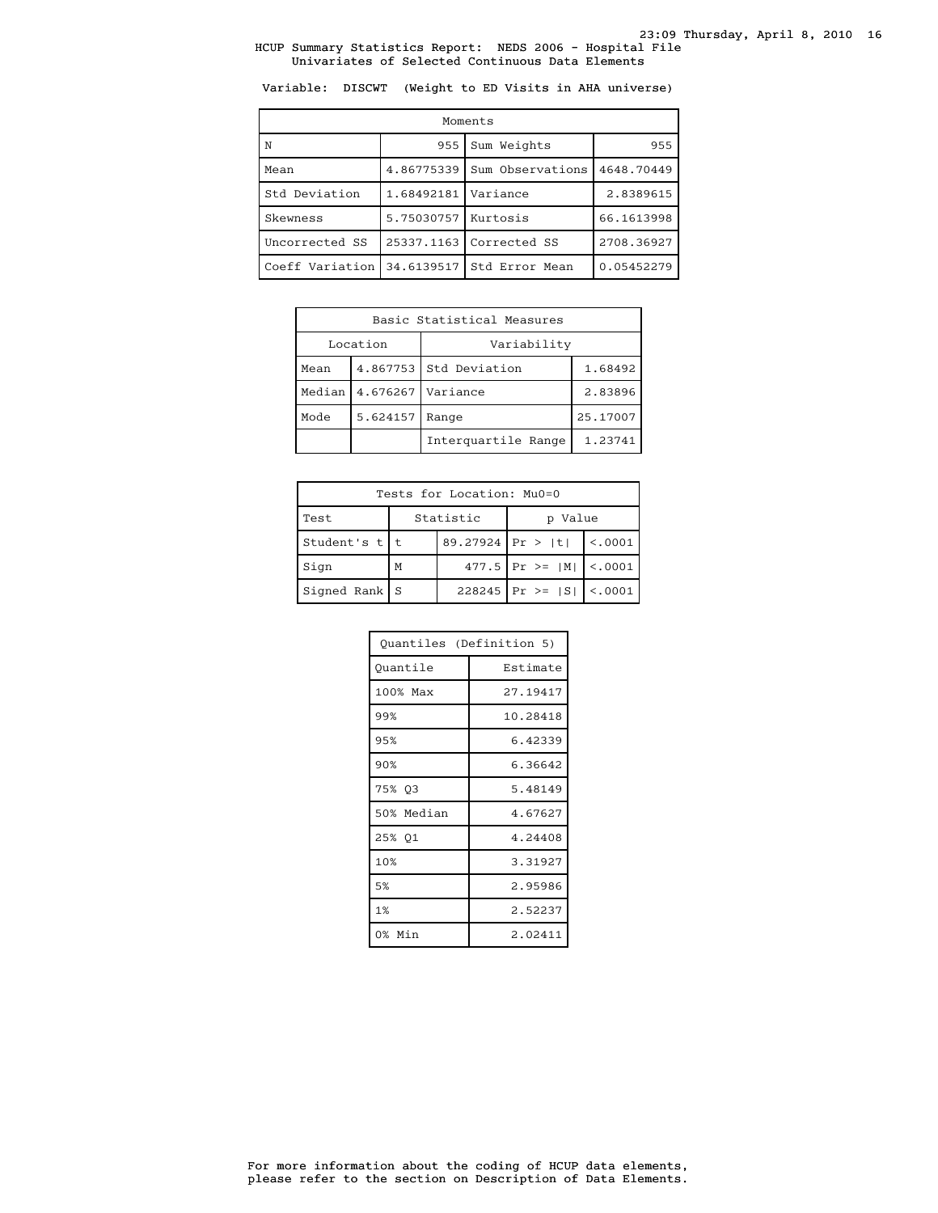HCUP Summary Statistics Report: NEDS 2006 - Hospital File
Univariates of Selected Continuous Data Elements

Variable: DISCWT (Weight to ED Visits in AHA universe)

| Moments | | | |
|---|---|---|---|
| N | 955 | Sum Weights | 955 |
| Mean | 4.86775339 | Sum Observations | 4648.70449 |
| Std Deviation | 1.68492181 | Variance | 2.8389615 |
| Skewness | 5.75030757 | Kurtosis | 66.1613998 |
| Uncorrected SS | 25337.1163 | Corrected SS | 2708.36927 |
| Coeff Variation | 34.6139517 | Std Error Mean | 0.05452279 |

| Basic Statistical Measures | | | |
|---|---|---|---|
| Location | | Variability | |
| Mean | 4.867753 | Std Deviation | 1.68492 |
| Median | 4.676267 | Variance | 2.83896 |
| Mode | 5.624157 | Range | 25.17007 |
| | | Interquartile Range | 1.23741 |

| Tests for Location: Mu0=0 | | | | |
|---|---|---|---|---|
| Test | Statistic | | p Value | |
| Student's t | t | 89.27924 | Pr > \|t\| | <.0001 |
| Sign | M | 477.5 | Pr >= \|M\| | <.0001 |
| Signed Rank | S | 228245 | Pr >= \|S\| | <.0001 |

| Quantiles (Definition 5) | |
|---|---|
| Quantile | Estimate |
| 100% Max | 27.19417 |
| 99% | 10.28418 |
| 95% | 6.42339 |
| 90% | 6.36642 |
| 75% Q3 | 5.48149 |
| 50% Median | 4.67627 |
| 25% Q1 | 4.24408 |
| 10% | 3.31927 |
| 5% | 2.95986 |
| 1% | 2.52237 |
| 0% Min | 2.02411 |

For more information about the coding of HCUP data elements, please refer to the section on Description of Data Elements.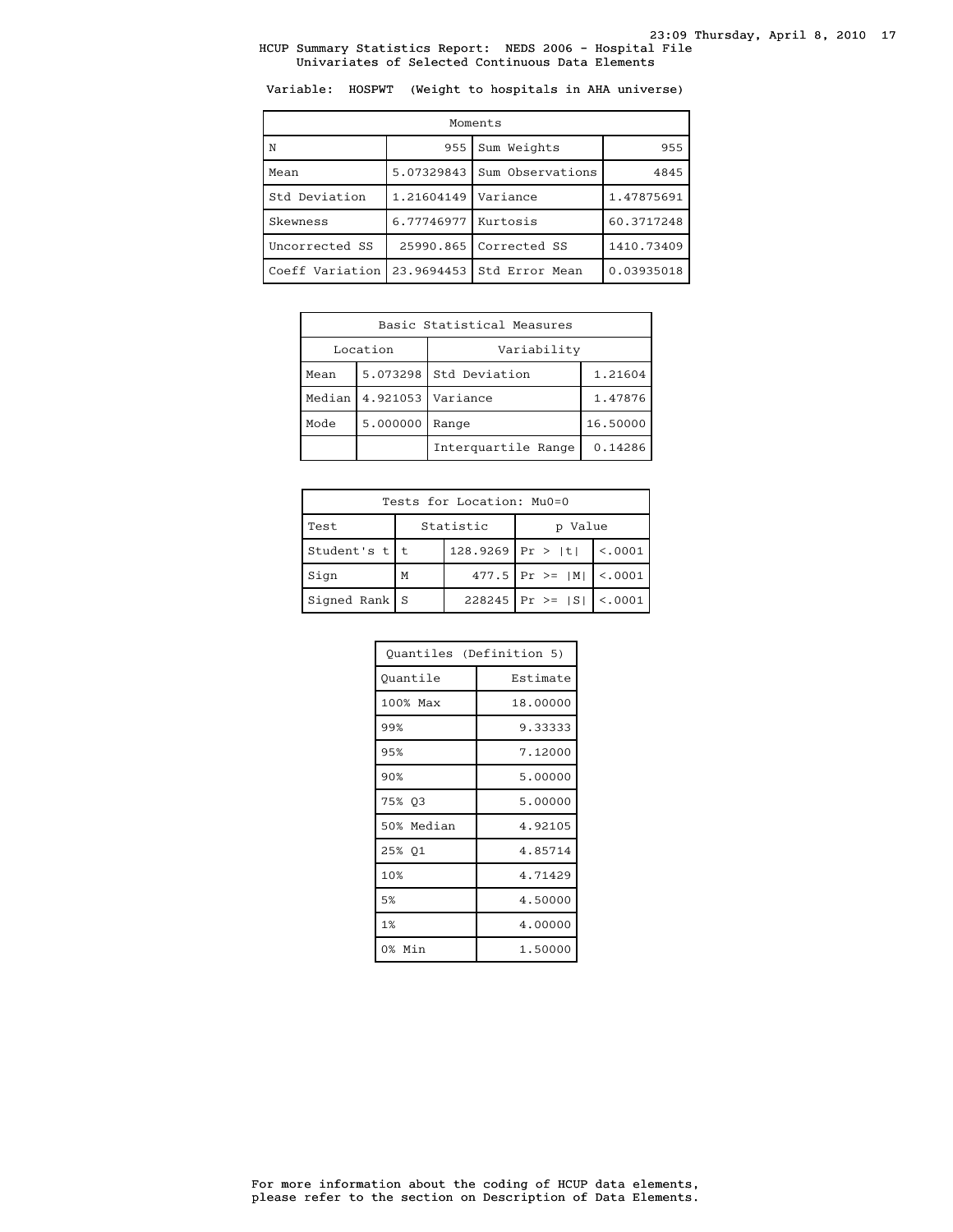HCUP Summary Statistics Report: NEDS 2006 - Hospital File
Univariates of Selected Continuous Data Elements

Variable: HOSPWT (Weight to hospitals in AHA universe)

| Moments | | | |
|---|---|---|---|
| N | 955 | Sum Weights | 955 |
| Mean | 5.07329843 | Sum Observations | 4845 |
| Std Deviation | 1.21604149 | Variance | 1.47875691 |
| Skewness | 6.77746977 | Kurtosis | 60.3717248 |
| Uncorrected SS | 25990.865 | Corrected SS | 1410.73409 |
| Coeff Variation | 23.9694453 | Std Error Mean | 0.03935018 |

| Basic Statistical Measures | | | |
|---|---|---|---|
| Location | | Variability | |
| Mean | 5.073298 | Std Deviation | 1.21604 |
| Median | 4.921053 | Variance | 1.47876 |
| Mode | 5.000000 | Range | 16.50000 |
| | | Interquartile Range | 0.14286 |

| Tests for Location: Mu0=0 | | | | |
|---|---|---|---|---|
| Test | Statistic | | p Value | |
| Student's t | t | 128.9269 | Pr > \|t\| | <.0001 |
| Sign | M | 477.5 | Pr >= \|M\| | <.0001 |
| Signed Rank | S | 228245 | Pr >= \|S\| | <.0001 |

| Quantiles (Definition 5) | |
|---|---|
| Quantile | Estimate |
| 100% Max | 18.00000 |
| 99% | 9.33333 |
| 95% | 7.12000 |
| 90% | 5.00000 |
| 75% Q3 | 5.00000 |
| 50% Median | 4.92105 |
| 25% Q1 | 4.85714 |
| 10% | 4.71429 |
| 5% | 4.50000 |
| 1% | 4.00000 |
| 0% Min | 1.50000 |

For more information about the coding of HCUP data elements, please refer to the section on Description of Data Elements.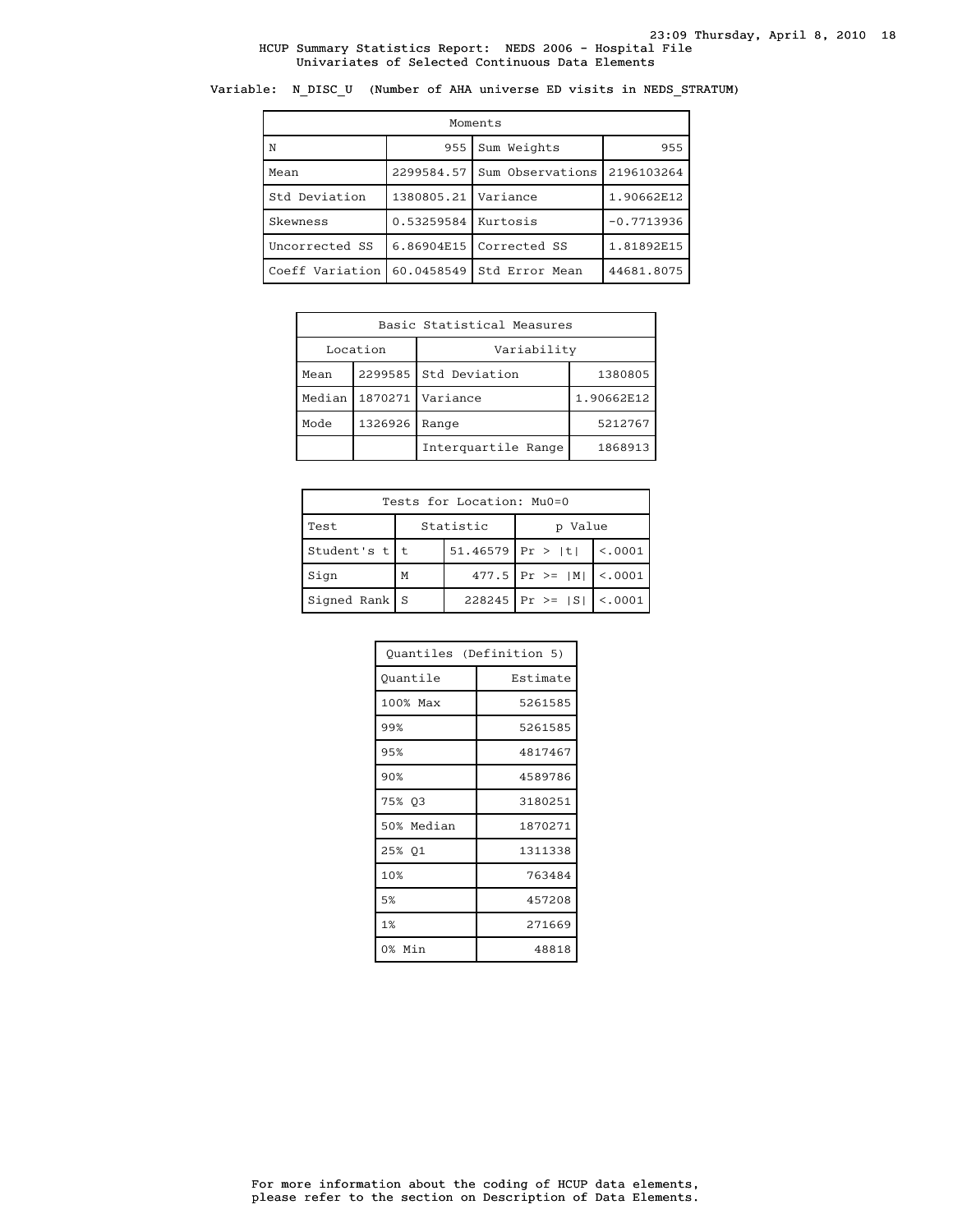HCUP Summary Statistics Report: NEDS 2006 - Hospital File
Univariates of Selected Continuous Data Elements

Variable: N_DISC_U (Number of AHA universe ED visits in NEDS_STRATUM)

| Moments | | | |
|---|---|---|---|
| N | 955 | Sum Weights | 955 |
| Mean | 2299584.57 | Sum Observations | 2196103264 |
| Std Deviation | 1380805.21 | Variance | 1.90662E12 |
| Skewness | 0.53259584 | Kurtosis | -0.7713936 |
| Uncorrected SS | 6.86904E15 | Corrected SS | 1.81892E15 |
| Coeff Variation | 60.0458549 | Std Error Mean | 44681.8075 |

| Basic Statistical Measures | | | |
|---|---|---|---|
| Location | | Variability | |
| Mean | 2299585 | Std Deviation | 1380805 |
| Median | 1870271 | Variance | 1.90662E12 |
| Mode | 1326926 | Range | 5212767 |
| | | Interquartile Range | 1868913 |

| Tests for Location: Mu0=0 | | | | |
|---|---|---|---|---|
| Test | Statistic | | p Value | |
| Student's t | t | 51.46579 | Pr > \|t\| | <.0001 |
| Sign | M | 477.5 | Pr >= \|M\| | <.0001 |
| Signed Rank | S | 228245 | Pr >= \|S\| | <.0001 |

| Quantiles (Definition 5) | |
|---|---|
| Quantile | Estimate |
| 100% Max | 5261585 |
| 99% | 5261585 |
| 95% | 4817467 |
| 90% | 4589786 |
| 75% Q3 | 3180251 |
| 50% Median | 1870271 |
| 25% Q1 | 1311338 |
| 10% | 763484 |
| 5% | 457208 |
| 1% | 271669 |
| 0% Min | 48818 |

For more information about the coding of HCUP data elements, please refer to the section on Description of Data Elements.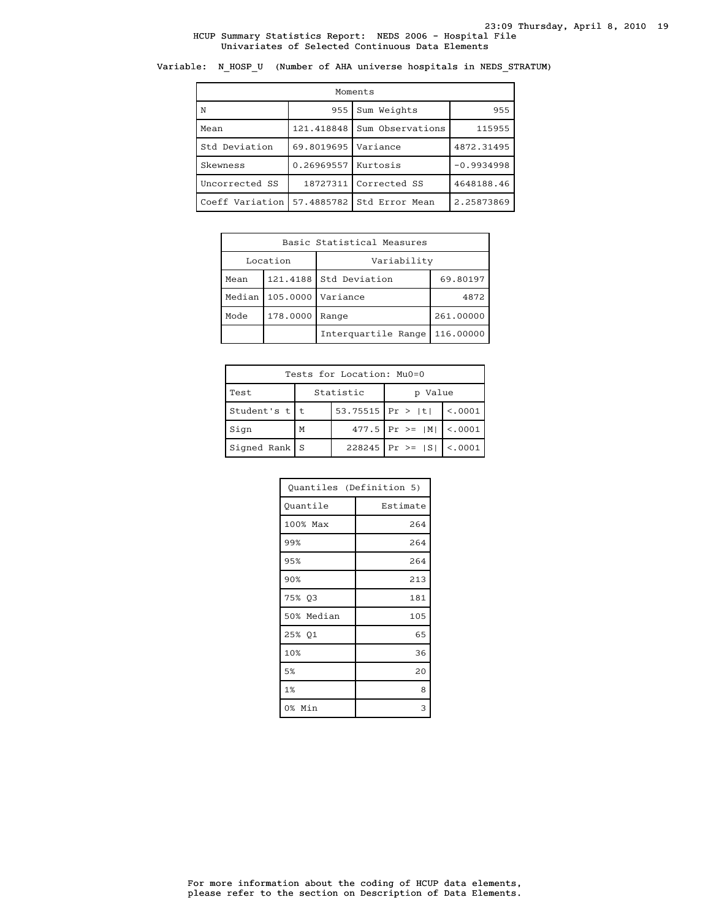HCUP Summary Statistics Report: NEDS 2006 - Hospital File
Univariates of Selected Continuous Data Elements

Variable: N_HOSP_U (Number of AHA universe hospitals in NEDS_STRATUM)

| Moments | | | |
|---|---|---|---|
| N | 955 | Sum Weights | 955 |
| Mean | 121.418848 | Sum Observations | 115955 |
| Std Deviation | 69.8019695 | Variance | 4872.31495 |
| Skewness | 0.26969557 | Kurtosis | -0.9934998 |
| Uncorrected SS | 18727311 | Corrected SS | 4648188.46 |
| Coeff Variation | 57.4885782 | Std Error Mean | 2.25873869 |

| Basic Statistical Measures | | | |
|---|---|---|---|
| Location | | Variability | |
| Mean | 121.4188 | Std Deviation | 69.80197 |
| Median | 105.0000 | Variance | 4872 |
| Mode | 178.0000 | Range | 261.00000 |
| | | Interquartile Range | 116.00000 |

| Tests for Location: Mu0=0 | | | | |
|---|---|---|---|---|
| Test | Statistic | | p Value | |
| Student's t | t | 53.75515 | Pr > \|t\| | <.0001 |
| Sign | M | 477.5 | Pr >= \|M\| | <.0001 |
| Signed Rank | S | 228245 | Pr >= \|S\| | <.0001 |

| Quantiles (Definition 5) | |
|---|---|
| Quantile | Estimate |
| 100% Max | 264 |
| 99% | 264 |
| 95% | 264 |
| 90% | 213 |
| 75% Q3 | 181 |
| 50% Median | 105 |
| 25% Q1 | 65 |
| 10% | 36 |
| 5% | 20 |
| 1% | 8 |
| 0% Min | 3 |

For more information about the coding of HCUP data elements, please refer to the section on Description of Data Elements.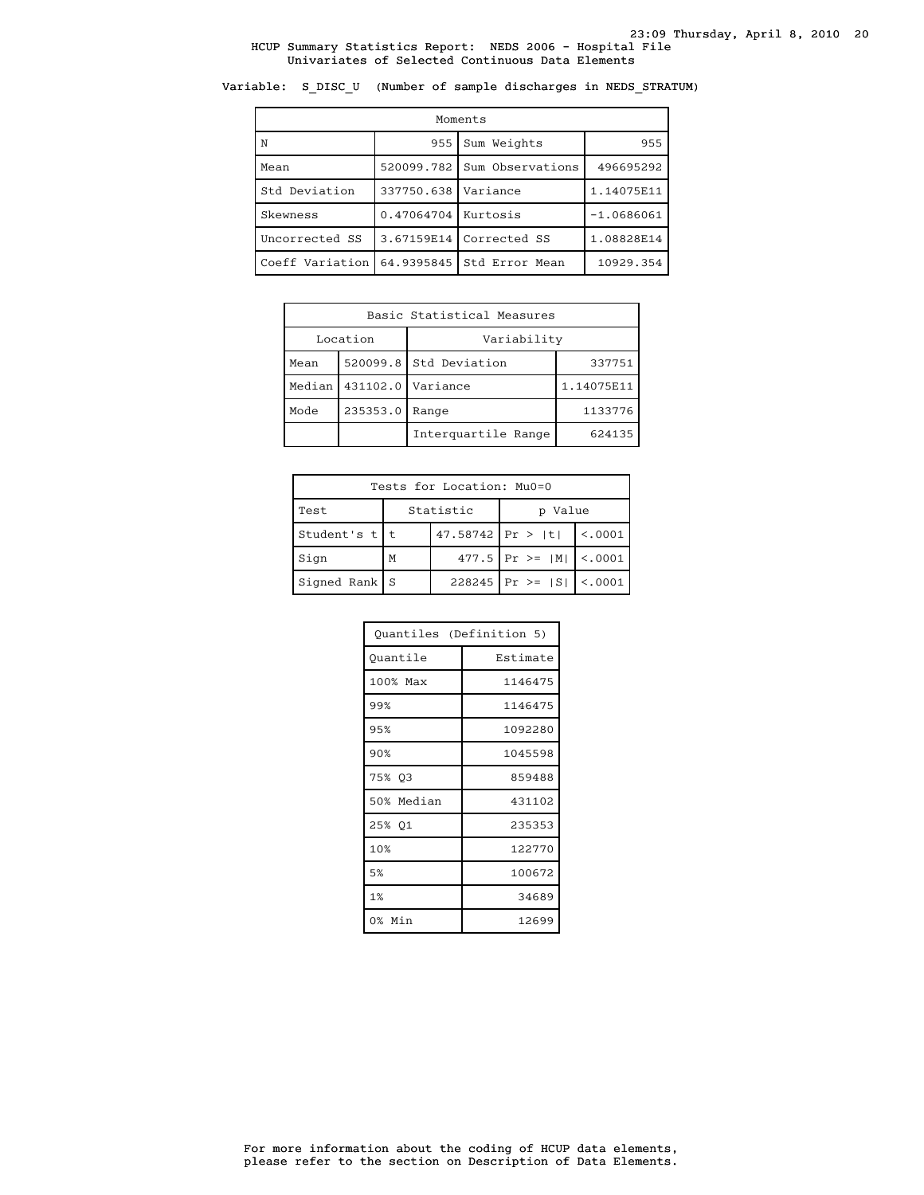HCUP Summary Statistics Report: NEDS 2006 - Hospital File
Univariates of Selected Continuous Data Elements

Variable: S_DISC_U (Number of sample discharges in NEDS_STRATUM)

| Moments | | | |
|---|---|---|---|
| N | 955 | Sum Weights | 955 |
| Mean | 520099.782 | Sum Observations | 496695292 |
| Std Deviation | 337750.638 | Variance | 1.14075E11 |
| Skewness | 0.47064704 | Kurtosis | -1.0686061 |
| Uncorrected SS | 3.67159E14 | Corrected SS | 1.08828E14 |
| Coeff Variation | 64.9395845 | Std Error Mean | 10929.354 |

| Basic Statistical Measures | | | |
|---|---|---|---|
| Location | | Variability | |
| Mean | 520099.8 | Std Deviation | 337751 |
| Median | 431102.0 | Variance | 1.14075E11 |
| Mode | 235353.0 | Range | 1133776 |
| | | Interquartile Range | 624135 |

| Tests for Location: Mu0=0 | | | | |
|---|---|---|---|---|
| Test | Statistic | | p Value | |
| Student's t | t | 47.58742 | Pr > \|t\| | <.0001 |
| Sign | M | 477.5 | Pr >= \|M\| | <.0001 |
| Signed Rank | S | 228245 | Pr >= \|S\| | <.0001 |

| Quantiles (Definition 5) | |
|---|---|
| Quantile | Estimate |
| 100% Max | 1146475 |
| 99% | 1146475 |
| 95% | 1092280 |
| 90% | 1045598 |
| 75% Q3 | 859488 |
| 50% Median | 431102 |
| 25% Q1 | 235353 |
| 10% | 122770 |
| 5% | 100672 |
| 1% | 34689 |
| 0% Min | 12699 |

For more information about the coding of HCUP data elements, please refer to the section on Description of Data Elements.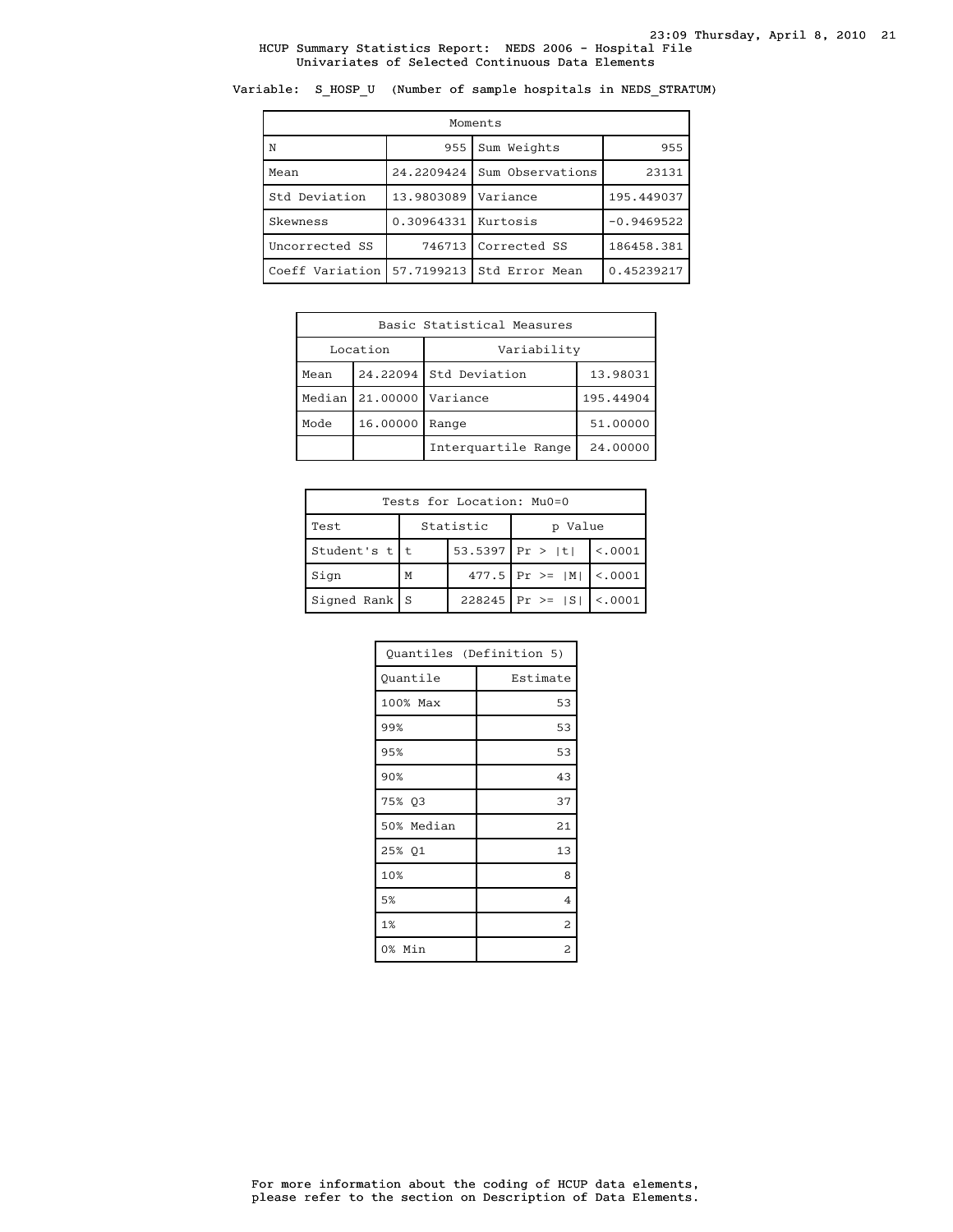HCUP Summary Statistics Report: NEDS 2006 - Hospital File
Univariates of Selected Continuous Data Elements

Variable: S_HOSP_U (Number of sample hospitals in NEDS_STRATUM)

| Moments | | | |
|---|---|---|---|
| N | 955 | Sum Weights | 955 |
| Mean | 24.2209424 | Sum Observations | 23131 |
| Std Deviation | 13.9803089 | Variance | 195.449037 |
| Skewness | 0.30964331 | Kurtosis | -0.9469522 |
| Uncorrected SS | 746713 | Corrected SS | 186458.381 |
| Coeff Variation | 57.7199213 | Std Error Mean | 0.45239217 |

| Basic Statistical Measures | | | |
|---|---|---|---|
| Location | | Variability | |
| Mean | 24.22094 | Std Deviation | 13.98031 |
| Median | 21.00000 | Variance | 195.44904 |
| Mode | 16.00000 | Range | 51.00000 |
| | | Interquartile Range | 24.00000 |

| Tests for Location: Mu0=0 | | | | |
|---|---|---|---|---|
| Test | Statistic | | p Value | |
| Student's t | t | 53.5397 | Pr > \|t\| | <.0001 |
| Sign | M | 477.5 | Pr >= \|M\| | <.0001 |
| Signed Rank | S | 228245 | Pr >= \|S\| | <.0001 |

| Quantiles (Definition 5) | |
|---|---|
| Quantile | Estimate |
| 100% Max | 53 |
| 99% | 53 |
| 95% | 53 |
| 90% | 43 |
| 75% Q3 | 37 |
| 50% Median | 21 |
| 25% Q1 | 13 |
| 10% | 8 |
| 5% | 4 |
| 1% | 2 |
| 0% Min | 2 |

For more information about the coding of HCUP data elements, please refer to the section on Description of Data Elements.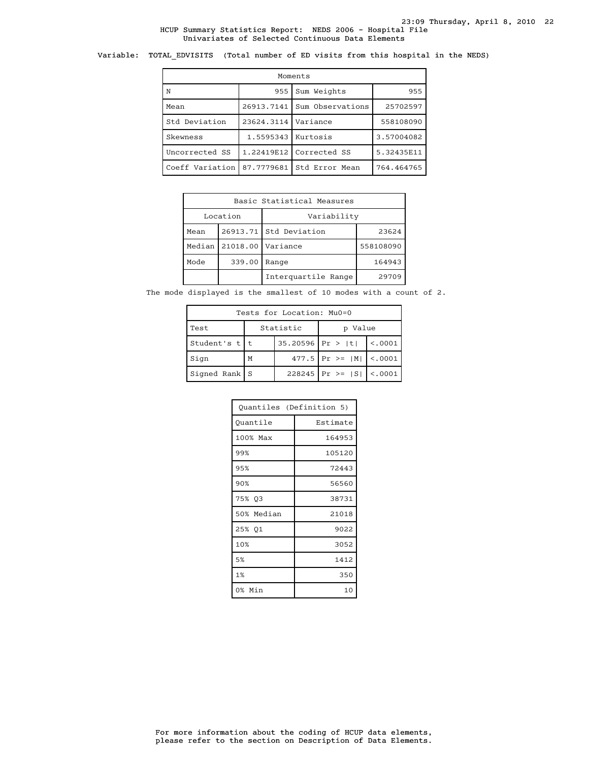HCUP Summary Statistics Report: NEDS 2006 - Hospital File
Univariates of Selected Continuous Data Elements

Variable: TOTAL_EDVISITS (Total number of ED visits from this hospital in the NEDS)

| Moments | | | |
|---|---|---|---|
| N | 955 | Sum Weights | 955 |
| Mean | 26913.7141 | Sum Observations | 25702597 |
| Std Deviation | 23624.3114 | Variance | 558108090 |
| Skewness | 1.5595343 | Kurtosis | 3.57004082 |
| Uncorrected SS | 1.22419E12 | Corrected SS | 5.32435E11 |
| Coeff Variation | 87.7779681 | Std Error Mean | 764.464765 |

| Basic Statistical Measures | | | |
|---|---|---|---|
| Location | | Variability | |
| Mean | 26913.71 | Std Deviation | 23624 |
| Median | 21018.00 | Variance | 558108090 |
| Mode | 339.00 | Range | 164943 |
| | | Interquartile Range | 29709 |

The mode displayed is the smallest of 10 modes with a count of 2.

| Tests for Location: Mu0=0 | | | | |
|---|---|---|---|---|
| Test | Statistic | | p Value | |
| Student's t | t | 35.20596 | Pr > \|t\| | <.0001 |
| Sign | M | 477.5 | Pr >= \|M\| | <.0001 |
| Signed Rank | S | 228245 | Pr >= \|S\| | <.0001 |

| Quantiles (Definition 5) | |
|---|---|
| Quantile | Estimate |
| 100% Max | 164953 |
| 99% | 105120 |
| 95% | 72443 |
| 90% | 56560 |
| 75% Q3 | 38731 |
| 50% Median | 21018 |
| 25% Q1 | 9022 |
| 10% | 3052 |
| 5% | 1412 |
| 1% | 350 |
| 0% Min | 10 |

For more information about the coding of HCUP data elements, please refer to the section on Description of Data Elements.